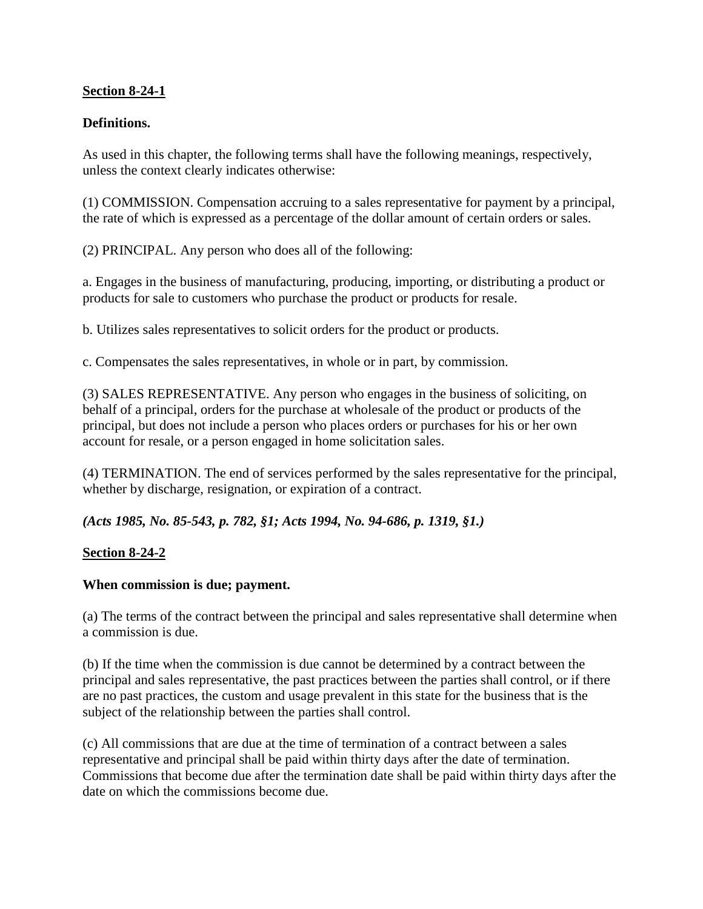**Section 8-24-1**

**Definitions.**

As used in this chapter, the following terms shall have the following meanings, respectively, unless the context clearly indicates otherwise:

(1) COMMISSION. Compensation accruing to a sales representative for payment by a principal, the rate of which is expressed as a percentage of the dollar amount of certain orders or sales.

(2) PRINCIPAL. Any person who does all of the following:

a. Engages in the business of manufacturing, producing, importing, or distributing a product or products for sale to customers who purchase the product or products for resale.

b. Utilizes sales representatives to solicit orders for the product or products.

c. Compensates the sales representatives, in whole or in part, by commission.

(3) SALES REPRESENTATIVE. Any person who engages in the business of soliciting, on behalf of a principal, orders for the purchase at wholesale of the product or products of the principal, but does not include a person who places orders or purchases for his or her own account for resale, or a person engaged in home solicitation sales.

(4) TERMINATION. The end of services performed by the sales representative for the principal, whether by discharge, resignation, or expiration of a contract.

***(Acts 1985, No. 85-543, p. 782, §1; Acts 1994, No. 94-686, p. 1319, §1.)***

**Section 8-24-2**

**When commission is due; payment.**

(a) The terms of the contract between the principal and sales representative shall determine when a commission is due.

(b) If the time when the commission is due cannot be determined by a contract between the principal and sales representative, the past practices between the parties shall control, or if there are no past practices, the custom and usage prevalent in this state for the business that is the subject of the relationship between the parties shall control.

(c) All commissions that are due at the time of termination of a contract between a sales representative and principal shall be paid within thirty days after the date of termination. Commissions that become due after the termination date shall be paid within thirty days after the date on which the commissions become due.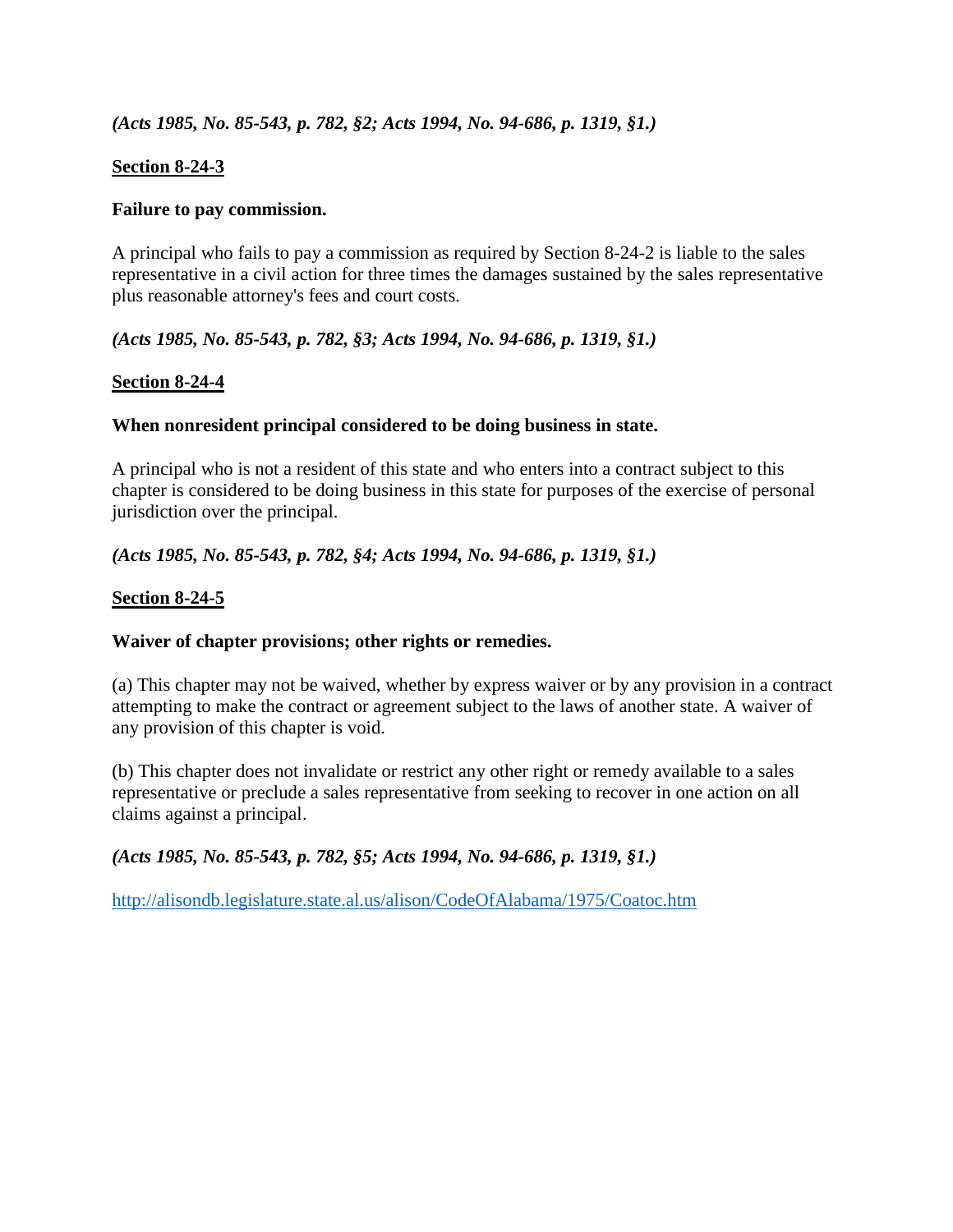***(Acts 1985, No. 85-543, p. 782, §2; Acts 1994, No. 94-686, p. 1319, §1.)***

**Section 8-24-3**

**Failure to pay commission.**

A principal who fails to pay a commission as required by Section 8-24-2 is liable to the sales representative in a civil action for three times the damages sustained by the sales representative plus reasonable attorney's fees and court costs.

***(Acts 1985, No. 85-543, p. 782, §3; Acts 1994, No. 94-686, p. 1319, §1.)***

**Section 8-24-4**

**When nonresident principal considered to be doing business in state.**

A principal who is not a resident of this state and who enters into a contract subject to this chapter is considered to be doing business in this state for purposes of the exercise of personal jurisdiction over the principal.

***(Acts 1985, No. 85-543, p. 782, §4; Acts 1994, No. 94-686, p. 1319, §1.)***

**Section 8-24-5**

**Waiver of chapter provisions; other rights or remedies.**

(a) This chapter may not be waived, whether by express waiver or by any provision in a contract attempting to make the contract or agreement subject to the laws of another state. A waiver of any provision of this chapter is void.

(b) This chapter does not invalidate or restrict any other right or remedy available to a sales representative or preclude a sales representative from seeking to recover in one action on all claims against a principal.

***(Acts 1985, No. 85-543, p. 782, §5; Acts 1994, No. 94-686, p. 1319, §1.)***

http://alisondb.legislature.state.al.us/alison/CodeOfAlabama/1975/Coatoc.htm